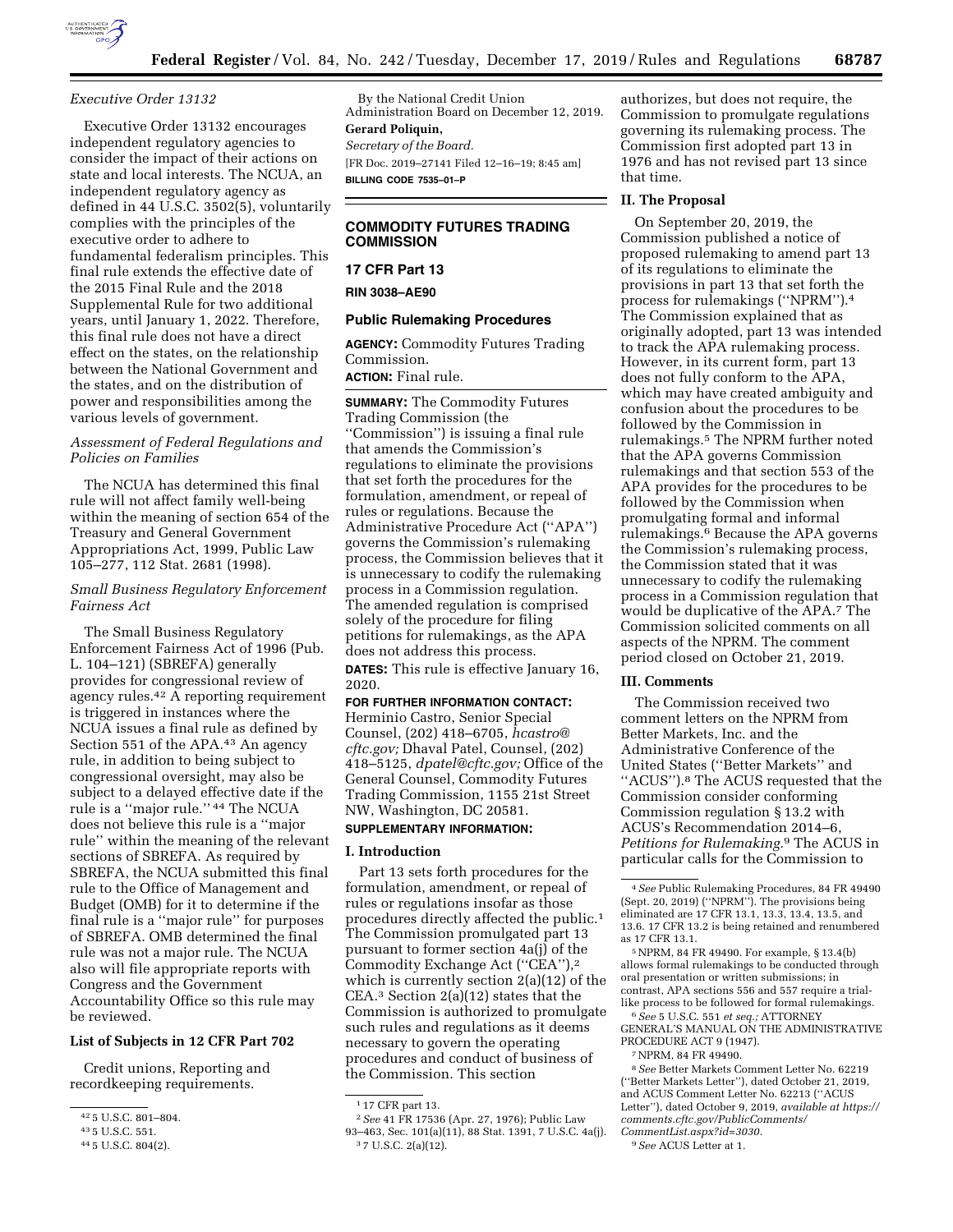*Executive Order 13132*

Executive Order 13132 encourages independent regulatory agencies to consider the impact of their actions on state and local interests. The NCUA, an independent regulatory agency as defined in 44 U.S.C. 3502(5), voluntarily complies with the principles of the executive order to adhere to fundamental federalism principles. This final rule extends the effective date of the 2015 Final Rule and the 2018 Supplemental Rule for two additional years, until January 1, 2022. Therefore, this final rule does not have a direct effect on the states, on the relationship between the National Government and the states, and on the distribution of power and responsibilities among the various levels of government.

*Assessment of Federal Regulations and Policies on Families*

The NCUA has determined this final rule will not affect family well-being within the meaning of section 654 of the Treasury and General Government Appropriations Act, 1999, Public Law 105–277, 112 Stat. 2681 (1998).

*Small Business Regulatory Enforcement Fairness Act*

The Small Business Regulatory Enforcement Fairness Act of 1996 (Pub. L. 104–121) (SBREFA) generally provides for congressional review of agency rules.[42] A reporting requirement is triggered in instances where the NCUA issues a final rule as defined by Section 551 of the APA.[43] An agency rule, in addition to being subject to congressional oversight, may also be subject to a delayed effective date if the rule is a ''major rule.'' The NCUA does not believe this rule is a ''major rule'' within the meaning of the relevant sections of SBREFA.[44] As required by SBREFA, the NCUA submitted this final rule to the Office of Management and Budget (OMB) for it to determine if the final rule is a ''major rule'' for purposes of SBREFA. OMB determined the final rule was not a major rule. The NCUA also will file appropriate reports with Congress and the Government Accountability Office so this rule may be reviewed.

**List of Subjects in 12 CFR Part 702**

Credit unions, Reporting and recordkeeping requirements.

By the National Credit Union Administration Board on December 12, 2019.

**Gerard Poliquin,**

*Secretary of the Board.*

[FR Doc. 2019–27141 Filed 12–16–19; 8:45 am]

**BILLING CODE 7535–01–P**

---

**COMMODITY FUTURES TRADING COMMISSION**

**17 CFR Part 13**

**RIN 3038–AE90**

**Public Rulemaking Procedures**

**AGENCY:** Commodity Futures Trading Commission.

**ACTION:** Final rule.

**SUMMARY:** The Commodity Futures Trading Commission (the ''Commission'') is issuing a final rule that amends the Commission's regulations to eliminate the provisions that set forth the procedures for the formulation, amendment, or repeal of rules or regulations. Because the Administrative Procedure Act (''APA'') governs the Commission's rulemaking process, the Commission believes that it is unnecessary to codify the rulemaking process in a Commission regulation. The amended regulation is comprised solely of the procedure for filing petitions for rulemakings, as the APA does not address this process.

**DATES:** This rule is effective January 16, 2020.

**FOR FURTHER INFORMATION CONTACT:** Herminio Castro, Senior Special Counsel, (202) 418–6705, *hcastro@cftc.gov;* Dhaval Patel, Counsel, (202) 418–5125, *dpatel@cftc.gov;* Office of the General Counsel, Commodity Futures Trading Commission, 1155 21st Street NW, Washington, DC 20581.

**SUPPLEMENTARY INFORMATION:**

**I. Introduction**

Part 13 sets forth procedures for the formulation, amendment, or repeal of rules or regulations insofar as those procedures directly affected the public.[1] The Commission promulgated part 13 pursuant to former section 4a(j) of the Commodity Exchange Act (''CEA''),[2] which is currently section 2(a)(12) of the CEA.[3] Section 2(a)(12) states that the Commission is authorized to promulgate such rules and regulations as it deems necessary to govern the operating procedures and conduct of business of the Commission. This section authorizes, but does not require, the Commission to promulgate regulations governing its rulemaking process. The Commission first adopted part 13 in 1976 and has not revised part 13 since that time.

**II. The Proposal**

On September 20, 2019, the Commission published a notice of proposed rulemaking to amend part 13 of its regulations to eliminate the provisions in part 13 that set forth the process for rulemakings (''NPRM'').[4] The Commission explained that as originally adopted, part 13 was intended to track the APA rulemaking process. However, in its current form, part 13 does not fully conform to the APA, which may have created ambiguity and confusion about the procedures to be followed by the Commission in rulemakings.[5] The NPRM further noted that the APA governs Commission rulemakings and that section 553 of the APA provides for the procedures to be followed by the Commission when promulgating formal and informal rulemakings.[6] Because the APA governs the Commission's rulemaking process, the Commission stated that it was unnecessary to codify the rulemaking process in a Commission regulation that would be duplicative of the APA.[7] The Commission solicited comments on all aspects of the NPRM. The comment period closed on October 21, 2019.

**III. Comments**

The Commission received two comment letters on the NPRM from Better Markets, Inc. and the Administrative Conference of the United States (''Better Markets'' and ''ACUS'').[8] The ACUS requested that the Commission consider conforming Commission regulation § 13.2 with ACUS's Recommendation 2014–6, *Petitions for Rulemaking.*[9] The ACUS in particular calls for the Commission to

---

[42] 5 U.S.C. 801–804.

[43] 5 U.S.C. 551.

[44] 5 U.S.C. 804(2).

[1] 17 CFR part 13.

[2] *See* 41 FR 17536 (Apr. 27, 1976); Public Law 93–463, Sec. 101(a)(11), 88 Stat. 1391, 7 U.S.C. 4a(j).

[3] 7 U.S.C. 2(a)(12).

[4] *See* Public Rulemaking Procedures, 84 FR 49490 (Sept. 20, 2019) (''NPRM''). The provisions being eliminated are 17 CFR 13.1, 13.3, 13.4, 13.5, and 13.6. 17 CFR 13.2 is being retained and renumbered as 17 CFR 13.1.

[5] NPRM, 84 FR 49490. For example, § 13.4(b) allows formal rulemakings to be conducted through oral presentation or written submissions; in contrast, APA sections 556 and 557 require a trial-like process to be followed for formal rulemakings.

[6] *See* 5 U.S.C. 551 *et seq.;* ATTORNEY GENERAL'S MANUAL ON THE ADMINISTRATIVE PROCEDURE ACT 9 (1947).

[7] NPRM, 84 FR 49490.

[8] *See* Better Markets Comment Letter No. 62219 (''Better Markets Letter''), dated October 21, 2019, and ACUS Comment Letter No. 62213 (''ACUS Letter''), dated October 9, 2019, *available at https://comments.cftc.gov/PublicComments/CommentList.aspx?id=3030.*

[9] *See* ACUS Letter at 1.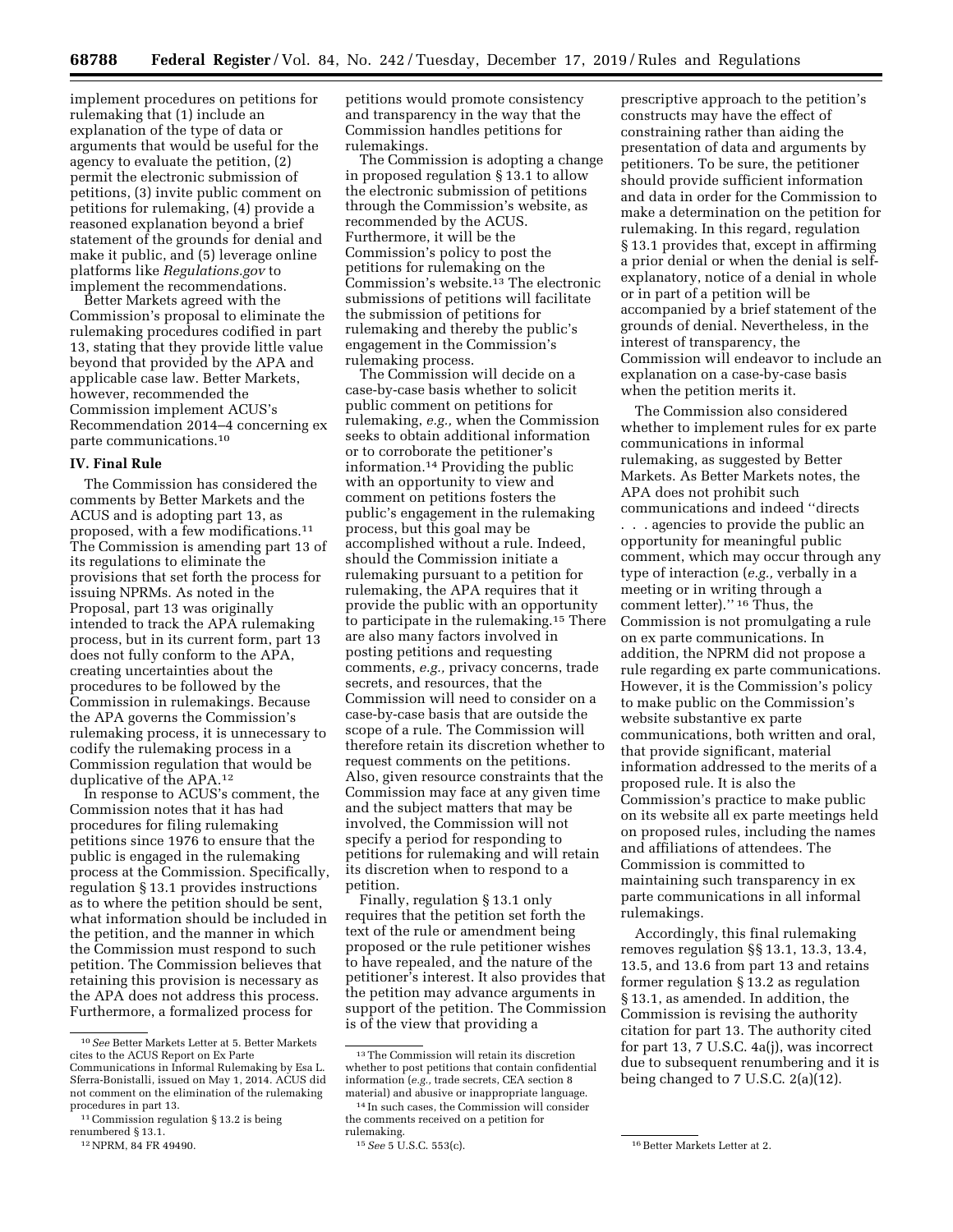implement procedures on petitions for rulemaking that (1) include an explanation of the type of data or arguments that would be useful for the agency to evaluate the petition, (2) permit the electronic submission of petitions, (3) invite public comment on petitions for rulemaking, (4) provide a reasoned explanation beyond a brief statement of the grounds for denial and make it public, and (5) leverage online platforms like *Regulations.gov* to implement the recommendations.

Better Markets agreed with the Commission's proposal to eliminate the rulemaking procedures codified in part 13, stating that they provide little value beyond that provided by the APA and applicable case law. Better Markets, however, recommended the Commission implement ACUS's Recommendation 2014–4 concerning ex parte communications.[10]

## IV. Final Rule

The Commission has considered the comments by Better Markets and the ACUS and is adopting part 13, as proposed, with a few modifications.[11] The Commission is amending part 13 of its regulations to eliminate the provisions that set forth the process for issuing NPRMs. As noted in the Proposal, part 13 was originally intended to track the APA rulemaking process, but in its current form, part 13 does not fully conform to the APA, creating uncertainties about the procedures to be followed by the Commission in rulemakings. Because the APA governs the Commission's rulemaking process, it is unnecessary to codify the rulemaking process in a Commission regulation that would be duplicative of the APA.[12]

In response to ACUS's comment, the Commission notes that it has had procedures for filing rulemaking petitions since 1976 to ensure that the public is engaged in the rulemaking process at the Commission. Specifically, regulation § 13.1 provides instructions as to where the petition should be sent, what information should be included in the petition, and the manner in which the Commission must respond to such petition. The Commission believes that retaining this provision is necessary as the APA does not address this process. Furthermore, a formalized process for petitions would promote consistency and transparency in the way that the Commission handles petitions for rulemakings.

The Commission is adopting a change in proposed regulation § 13.1 to allow the electronic submission of petitions through the Commission's website, as recommended by the ACUS. Furthermore, it will be the Commission's policy to post the petitions for rulemaking on the Commission's website.[13] The electronic submissions of petitions will facilitate the submission of petitions for rulemaking and thereby the public's engagement in the Commission's rulemaking process.

The Commission will decide on a case-by-case basis whether to solicit public comment on petitions for rulemaking, *e.g.,* when the Commission seeks to obtain additional information or to corroborate the petitioner's information.[14] Providing the public with an opportunity to view and comment on petitions fosters the public's engagement in the rulemaking process, but this goal may be accomplished without a rule. Indeed, should the Commission initiate a rulemaking pursuant to a petition for rulemaking, the APA requires that it provide the public with an opportunity to participate in the rulemaking.[15] There are also many factors involved in posting petitions and requesting comments, *e.g.,* privacy concerns, trade secrets, and resources, that the Commission will need to consider on a case-by-case basis that are outside the scope of a rule. The Commission will therefore retain its discretion whether to request comments on the petitions. Also, given resource constraints that the Commission may face at any given time and the subject matters that may be involved, the Commission will not specify a period for responding to petitions for rulemaking and will retain its discretion when to respond to a petition.

Finally, regulation § 13.1 only requires that the petition set forth the text of the rule or amendment being proposed or the rule petitioner wishes to have repealed, and the nature of the petitioner's interest. It also provides that the petition may advance arguments in support of the petition. The Commission is of the view that providing a prescriptive approach to the petition's constructs may have the effect of constraining rather than aiding the presentation of data and arguments by petitioners. To be sure, the petitioner should provide sufficient information and data in order for the Commission to make a determination on the petition for rulemaking. In this regard, regulation § 13.1 provides that, except in affirming a prior denial or when the denial is self-explanatory, notice of a denial in whole or in part of a petition will be accompanied by a brief statement of the grounds of denial. Nevertheless, in the interest of transparency, the Commission will endeavor to include an explanation on a case-by-case basis when the petition merits it.

The Commission also considered whether to implement rules for ex parte communications in informal rulemaking, as suggested by Better Markets. As Better Markets notes, the APA does not prohibit such communications and indeed ''directs . . . agencies to provide the public an opportunity for meaningful public comment, which may occur through any type of interaction (*e.g.,* verbally in a meeting or in writing through a comment letter).''[16] Thus, the Commission is not promulgating a rule on ex parte communications. In addition, the NPRM did not propose a rule regarding ex parte communications. However, it is the Commission's policy to make public on the Commission's website substantive ex parte communications, both written and oral, that provide significant, material information addressed to the merits of a proposed rule. It is also the Commission's practice to make public on its website all ex parte meetings held on proposed rules, including the names and affiliations of attendees. The Commission is committed to maintaining such transparency in ex parte communications in all informal rulemakings.

Accordingly, this final rulemaking removes regulation §§ 13.1, 13.3, 13.4, 13.5, and 13.6 from part 13 and retains former regulation § 13.2 as regulation § 13.1, as amended. In addition, the Commission is revising the authority citation for part 13. The authority cited for part 13, 7 U.S.C. 4a(j), was incorrect due to subsequent renumbering and it is being changed to 7 U.S.C. 2(a)(12).

---

[10] *See* Better Markets Letter at 5. Better Markets cites to the ACUS Report on Ex Parte Communications in Informal Rulemaking by Esa L. Sferra-Bonistalli, issued on May 1, 2014. ACUS did not comment on the elimination of the rulemaking procedures in part 13.

[11] Commission regulation § 13.2 is being renumbered § 13.1.

[12] NPRM, 84 FR 49490.

[13] The Commission will retain its discretion whether to post petitions that contain confidential information (*e.g.,* trade secrets, CEA section 8 material) and abusive or inappropriate language.

[14] In such cases, the Commission will consider the comments received on a petition for rulemaking.

[15] *See* 5 U.S.C. 553(c).

[16] Better Markets Letter at 2.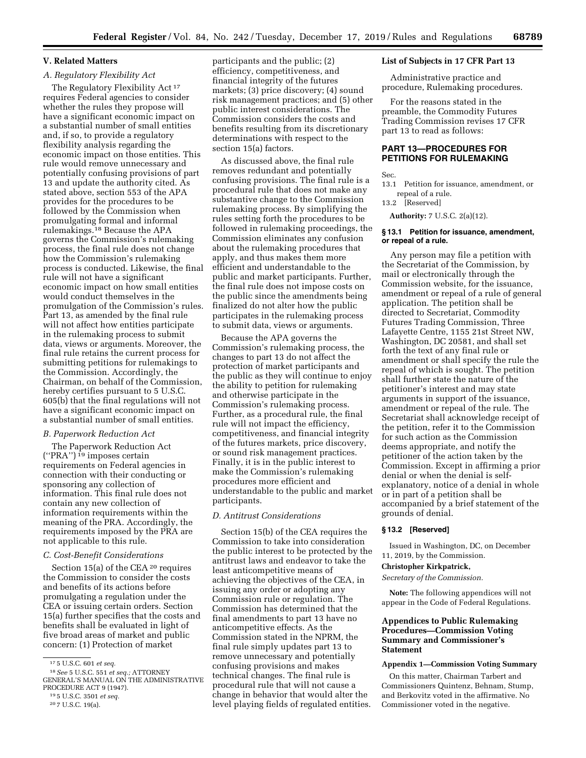## V. Related Matters

### A. Regulatory Flexibility Act

The Regulatory Flexibility Act [17] requires Federal agencies to consider whether the rules they propose will have a significant economic impact on a substantial number of small entities and, if so, to provide a regulatory flexibility analysis regarding the economic impact on those entities. This rule would remove unnecessary and potentially confusing provisions of part 13 and update the authority cited. As stated above, section 553 of the APA provides for the procedures to be followed by the Commission when promulgating formal and informal rulemakings.[18] Because the APA governs the Commission's rulemaking process, the final rule does not change how the Commission's rulemaking process is conducted. Likewise, the final rule will not have a significant economic impact on how small entities would conduct themselves in the promulgation of the Commission's rules. Part 13, as amended by the final rule will not affect how entities participate in the rulemaking process to submit data, views or arguments. Moreover, the final rule retains the current process for submitting petitions for rulemakings to the Commission. Accordingly, the Chairman, on behalf of the Commission, hereby certifies pursuant to 5 U.S.C. 605(b) that the final regulations will not have a significant economic impact on a substantial number of small entities.

### B. Paperwork Reduction Act

The Paperwork Reduction Act (''PRA'') [19] imposes certain requirements on Federal agencies in connection with their conducting or sponsoring any collection of information. This final rule does not contain any new collection of information requirements within the meaning of the PRA. Accordingly, the requirements imposed by the PRA are not applicable to this rule.

### C. Cost-Benefit Considerations

Section 15(a) of the CEA [20] requires the Commission to consider the costs and benefits of its actions before promulgating a regulation under the CEA or issuing certain orders. Section 15(a) further specifies that the costs and benefits shall be evaluated in light of five broad areas of market and public concern: (1) Protection of market participants and the public; (2) efficiency, competitiveness, and financial integrity of the futures markets; (3) price discovery; (4) sound risk management practices; and (5) other public interest considerations. The Commission considers the costs and benefits resulting from its discretionary determinations with respect to the section 15(a) factors.

As discussed above, the final rule removes redundant and potentially confusing provisions. The final rule is a procedural rule that does not make any substantive change to the Commission rulemaking process. By simplifying the rules setting forth the procedures to be followed in rulemaking proceedings, the Commission eliminates any confusion about the rulemaking procedures that apply, and thus makes them more efficient and understandable to the public and market participants. Further, the final rule does not impose costs on the public since the amendments being finalized do not alter how the public participates in the rulemaking process to submit data, views or arguments.

Because the APA governs the Commission's rulemaking process, the changes to part 13 do not affect the protection of market participants and the public as they will continue to enjoy the ability to petition for rulemaking and otherwise participate in the Commission's rulemaking process. Further, as a procedural rule, the final rule will not impact the efficiency, competitiveness, and financial integrity of the futures markets, price discovery, or sound risk management practices. Finally, it is in the public interest to make the Commission's rulemaking procedures more efficient and understandable to the public and market participants.

### D. Antitrust Considerations

Section 15(b) of the CEA requires the Commission to take into consideration the public interest to be protected by the antitrust laws and endeavor to take the least anticompetitive means of achieving the objectives of the CEA, in issuing any order or adopting any Commission rule or regulation. The Commission has determined that the final amendments to part 13 have no anticompetitive effects. As the Commission stated in the NPRM, the final rule simply updates part 13 to remove unnecessary and potentially confusing provisions and makes technical changes. The final rule is procedural rule that will not cause a change in behavior that would alter the level playing fields of regulated entities.

[17] 5 U.S.C. 601 *et seq.*

[18] *See* 5 U.S.C. 551 *et seq.;* ATTORNEY GENERAL'S MANUAL ON THE ADMINISTRATIVE PROCEDURE ACT 9 (1947).

[19] 5 U.S.C. 3501 *et seq.*

[20] 7 U.S.C. 19(a).

### List of Subjects in 17 CFR Part 13

Administrative practice and procedure, Rulemaking procedures.

For the reasons stated in the preamble, the Commodity Futures Trading Commission revises 17 CFR part 13 to read as follows:

## PART 13—PROCEDURES FOR PETITIONS FOR RULEMAKING

Sec.
13.1 Petition for issuance, amendment, or repeal of a rule.
13.2 [Reserved]

**Authority:** 7 U.S.C. 2(a)(12).

### § 13.1 Petition for issuance, amendment, or repeal of a rule.

Any person may file a petition with the Secretariat of the Commission, by mail or electronically through the Commission website, for the issuance, amendment or repeal of a rule of general application. The petition shall be directed to Secretariat, Commodity Futures Trading Commission, Three Lafayette Centre, 1155 21st Street NW, Washington, DC 20581, and shall set forth the text of any final rule or amendment or shall specify the rule the repeal of which is sought. The petition shall further state the nature of the petitioner's interest and may state arguments in support of the issuance, amendment or repeal of the rule. The Secretariat shall acknowledge receipt of the petition, refer it to the Commission for such action as the Commission deems appropriate, and notify the petitioner of the action taken by the Commission. Except in affirming a prior denial or when the denial is self-explanatory, notice of a denial in whole or in part of a petition shall be accompanied by a brief statement of the grounds of denial.

### § 13.2 [Reserved]

Issued in Washington, DC, on December 11, 2019, by the Commission.

**Christopher Kirkpatrick,**

*Secretary of the Commission.*

**Note:** The following appendices will not appear in the Code of Federal Regulations.

## Appendices to Public Rulemaking Procedures—Commission Voting Summary and Commissioner's Statement

### Appendix 1—Commission Voting Summary

On this matter, Chairman Tarbert and Commissioners Quintenz, Behnam, Stump, and Berkovitz voted in the affirmative. No Commissioner voted in the negative.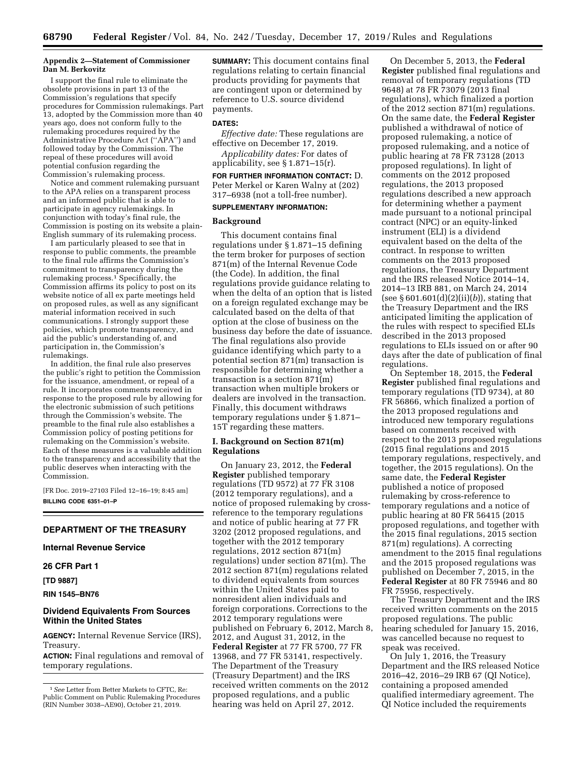**Appendix 2—Statement of Commissioner Dan M. Berkovitz**

I support the final rule to eliminate the obsolete provisions in part 13 of the Commission's regulations that specify procedures for Commission rulemakings. Part 13, adopted by the Commission more than 40 years ago, does not conform fully to the rulemaking procedures required by the Administrative Procedure Act (''APA'') and followed today by the Commission. The repeal of these procedures will avoid potential confusion regarding the Commission's rulemaking process.

Notice and comment rulemaking pursuant to the APA relies on a transparent process and an informed public that is able to participate in agency rulemakings. In conjunction with today's final rule, the Commission is posting on its website a plain-English summary of its rulemaking process.

I am particularly pleased to see that in response to public comments, the preamble to the final rule affirms the Commission's commitment to transparency during the rulemaking process.[1] Specifically, the Commission affirms its policy to post on its website notice of all ex parte meetings held on proposed rules, as well as any significant material information received in such communications. I strongly support these policies, which promote transparency, and aid the public's understanding of, and participation in, the Commission's rulemakings.

In addition, the final rule also preserves the public's right to petition the Commission for the issuance, amendment, or repeal of a rule. It incorporates comments received in response to the proposed rule by allowing for the electronic submission of such petitions through the Commission's website. The preamble to the final rule also establishes a Commission policy of posting petitions for rulemaking on the Commission's website. Each of these measures is a valuable addition to the transparency and accessibility that the public deserves when interacting with the Commission.

[1] *See* Letter from Better Markets to CFTC, Re: Public Comment on Public Rulemaking Procedures (RIN Number 3038–AE90), October 21, 2019.

[FR Doc. 2019–27103 Filed 12–16–19; 8:45 am]

**BILLING CODE 6351–01–P**

---

## DEPARTMENT OF THE TREASURY

### Internal Revenue Service

### 26 CFR Part 1

**[TD 9887]**

**RIN 1545–BN76**

### Dividend Equivalents From Sources Within the United States

**AGENCY:** Internal Revenue Service (IRS), Treasury.

**ACTION:** Final regulations and removal of temporary regulations.

**SUMMARY:** This document contains final regulations relating to certain financial products providing for payments that are contingent upon or determined by reference to U.S. source dividend payments.

**DATES:**

*Effective date:* These regulations are effective on December 17, 2019.

*Applicability dates:* For dates of applicability, see § 1.871–15(r).

**FOR FURTHER INFORMATION CONTACT:** D. Peter Merkel or Karen Walny at (202) 317–6938 (not a toll-free number).

**SUPPLEMENTARY INFORMATION:**

**Background**

This document contains final regulations under § 1.871–15 defining the term broker for purposes of section 871(m) of the Internal Revenue Code (the Code). In addition, the final regulations provide guidance relating to when the delta of an option that is listed on a foreign regulated exchange may be calculated based on the delta of that option at the close of business on the business day before the date of issuance. The final regulations also provide guidance identifying which party to a potential section 871(m) transaction is responsible for determining whether a transaction is a section 871(m) transaction when multiple brokers or dealers are involved in the transaction. Finally, this document withdraws temporary regulations under § 1.871–15T regarding these matters.

**I. Background on Section 871(m) Regulations**

On January 23, 2012, the **Federal Register** published temporary regulations (TD 9572) at 77 FR 3108 (2012 temporary regulations), and a notice of proposed rulemaking by cross-reference to the temporary regulations and notice of public hearing at 77 FR 3202 (2012 proposed regulations, and together with the 2012 temporary regulations, 2012 section 871(m) regulations) under section 871(m). The 2012 section 871(m) regulations related to dividend equivalents from sources within the United States paid to nonresident alien individuals and foreign corporations. Corrections to the 2012 temporary regulations were published on February 6, 2012, March 8, 2012, and August 31, 2012, in the **Federal Register** at 77 FR 5700, 77 FR 13968, and 77 FR 53141, respectively. The Department of the Treasury (Treasury Department) and the IRS received written comments on the 2012 proposed regulations, and a public hearing was held on April 27, 2012.

On December 5, 2013, the **Federal Register** published final regulations and removal of temporary regulations (TD 9648) at 78 FR 73079 (2013 final regulations), which finalized a portion of the 2012 section 871(m) regulations. On the same date, the **Federal Register** published a withdrawal of notice of proposed rulemaking, a notice of proposed rulemaking, and a notice of public hearing at 78 FR 73128 (2013 proposed regulations). In light of comments on the 2012 proposed regulations, the 2013 proposed regulations described a new approach for determining whether a payment made pursuant to a notional principal contract (NPC) or an equity-linked instrument (ELI) is a dividend equivalent based on the delta of the contract. In response to written comments on the 2013 proposed regulations, the Treasury Department and the IRS released Notice 2014–14, 2014–13 IRB 881, on March 24, 2014 (see § 601.601(d)(2)(ii)(*b*)), stating that the Treasury Department and the IRS anticipated limiting the application of the rules with respect to specified ELIs described in the 2013 proposed regulations to ELIs issued on or after 90 days after the date of publication of final regulations.

On September 18, 2015, the **Federal Register** published final regulations and temporary regulations (TD 9734), at 80 FR 56866, which finalized a portion of the 2013 proposed regulations and introduced new temporary regulations based on comments received with respect to the 2013 proposed regulations (2015 final regulations and 2015 temporary regulations, respectively, and together, the 2015 regulations). On the same date, the **Federal Register** published a notice of proposed rulemaking by cross-reference to temporary regulations and a notice of public hearing at 80 FR 56415 (2015 proposed regulations, and together with the 2015 final regulations, 2015 section 871(m) regulations). A correcting amendment to the 2015 final regulations and the 2015 proposed regulations was published on December 7, 2015, in the **Federal Register** at 80 FR 75946 and 80 FR 75956, respectively.

The Treasury Department and the IRS received written comments on the 2015 proposed regulations. The public hearing scheduled for January 15, 2016, was cancelled because no request to speak was received.

On July 1, 2016, the Treasury Department and the IRS released Notice 2016–42, 2016–29 IRB 67 (QI Notice), containing a proposed amended qualified intermediary agreement. The QI Notice included the requirements